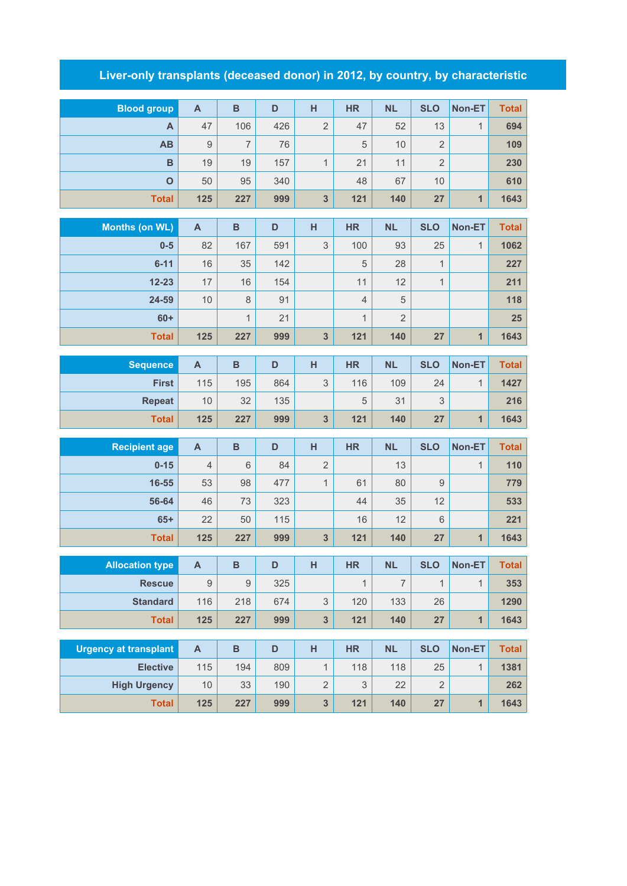# Liver-only transplants (deceased donor) in 2012, by country, by characteristic

| Blood group | A | B | D | H | HR | NL | SLO | Non-ET | Total |
|---|---|---|---|---|---|---|---|---|---|
| A | 47 | 106 | 426 | 2 | 47 | 52 | 13 | 1 | 694 |
| AB | 9 | 7 | 76 | | 5 | 10 | 2 | | 109 |
| B | 19 | 19 | 157 | 1 | 21 | 11 | 2 | | 230 |
| O | 50 | 95 | 340 | | 48 | 67 | 10 | | 610 |
| Total | 125 | 227 | 999 | 3 | 121 | 140 | 27 | 1 | 1643 |

| Months (on WL) | A | B | D | H | HR | NL | SLO | Non-ET | Total |
|---|---|---|---|---|---|---|---|---|---|
| 0-5 | 82 | 167 | 591 | 3 | 100 | 93 | 25 | 1 | 1062 |
| 6-11 | 16 | 35 | 142 | | 5 | 28 | 1 | | 227 |
| 12-23 | 17 | 16 | 154 | | 11 | 12 | 1 | | 211 |
| 24-59 | 10 | 8 | 91 | | 4 | 5 | | | 118 |
| 60+ | | 1 | 21 | | 1 | 2 | | | 25 |
| Total | 125 | 227 | 999 | 3 | 121 | 140 | 27 | 1 | 1643 |

| Sequence | A | B | D | H | HR | NL | SLO | Non-ET | Total |
|---|---|---|---|---|---|---|---|---|---|
| First | 115 | 195 | 864 | 3 | 116 | 109 | 24 | 1 | 1427 |
| Repeat | 10 | 32 | 135 | | 5 | 31 | 3 | | 216 |
| Total | 125 | 227 | 999 | 3 | 121 | 140 | 27 | 1 | 1643 |

| Recipient age | A | B | D | H | HR | NL | SLO | Non-ET | Total |
|---|---|---|---|---|---|---|---|---|---|
| 0-15 | 4 | 6 | 84 | 2 | | 13 | | 1 | 110 |
| 16-55 | 53 | 98 | 477 | 1 | 61 | 80 | 9 | | 779 |
| 56-64 | 46 | 73 | 323 | | 44 | 35 | 12 | | 533 |
| 65+ | 22 | 50 | 115 | | 16 | 12 | 6 | | 221 |
| Total | 125 | 227 | 999 | 3 | 121 | 140 | 27 | 1 | 1643 |

| Allocation type | A | B | D | H | HR | NL | SLO | Non-ET | Total |
|---|---|---|---|---|---|---|---|---|---|
| Rescue | 9 | 9 | 325 | | 1 | 7 | 1 | 1 | 353 |
| Standard | 116 | 218 | 674 | 3 | 120 | 133 | 26 | | 1290 |
| Total | 125 | 227 | 999 | 3 | 121 | 140 | 27 | 1 | 1643 |

| Urgency at transplant | A | B | D | H | HR | NL | SLO | Non-ET | Total |
|---|---|---|---|---|---|---|---|---|---|
| Elective | 115 | 194 | 809 | 1 | 118 | 118 | 25 | 1 | 1381 |
| High Urgency | 10 | 33 | 190 | 2 | 3 | 22 | 2 | | 262 |
| Total | 125 | 227 | 999 | 3 | 121 | 140 | 27 | 1 | 1643 |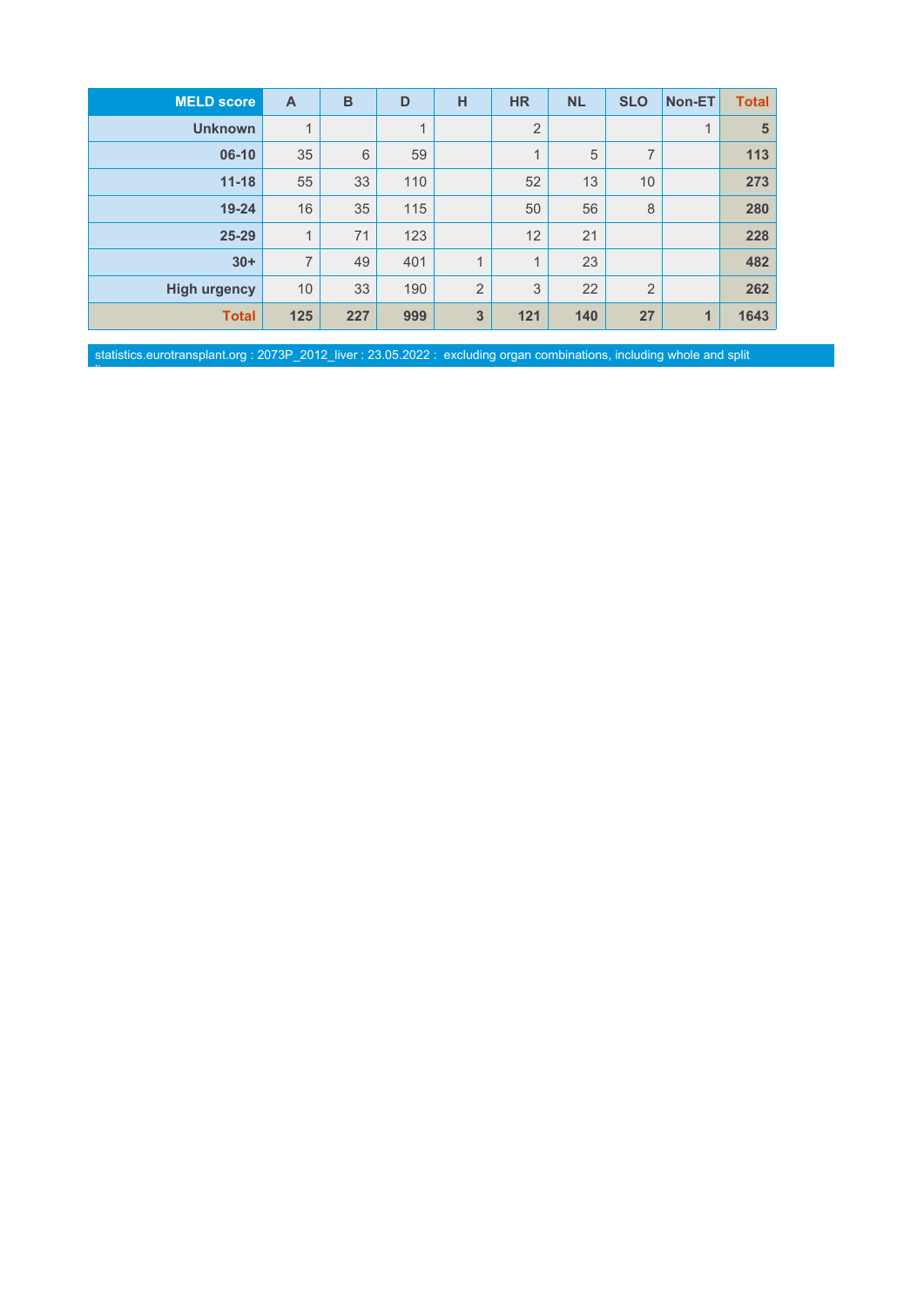| MELD score | A | B | D | H | HR | NL | SLO | Non-ET | Total |
|---|---|---|---|---|---|---|---|---|---|
| Unknown | 1 | | 1 | | 2 | | | 1 | 5 |
| 06-10 | 35 | 6 | 59 | | 1 | 5 | 7 | | 113 |
| 11-18 | 55 | 33 | 110 | | 52 | 13 | 10 | | 273 |
| 19-24 | 16 | 35 | 115 | | 50 | 56 | 8 | | 280 |
| 25-29 | 1 | 71 | 123 | | 12 | 21 | | | 228 |
| 30+ | 7 | 49 | 401 | 1 | 1 | 23 | | | 482 |
| High urgency | 10 | 33 | 190 | 2 | 3 | 22 | 2 | | 262 |
| Total | 125 | 227 | 999 | 3 | 121 | 140 | 27 | 1 | 1643 |

statistics.eurotransplant.org : 2073P_2012_liver : 23.05.2022 : excluding organ combinations, including whole and split liver